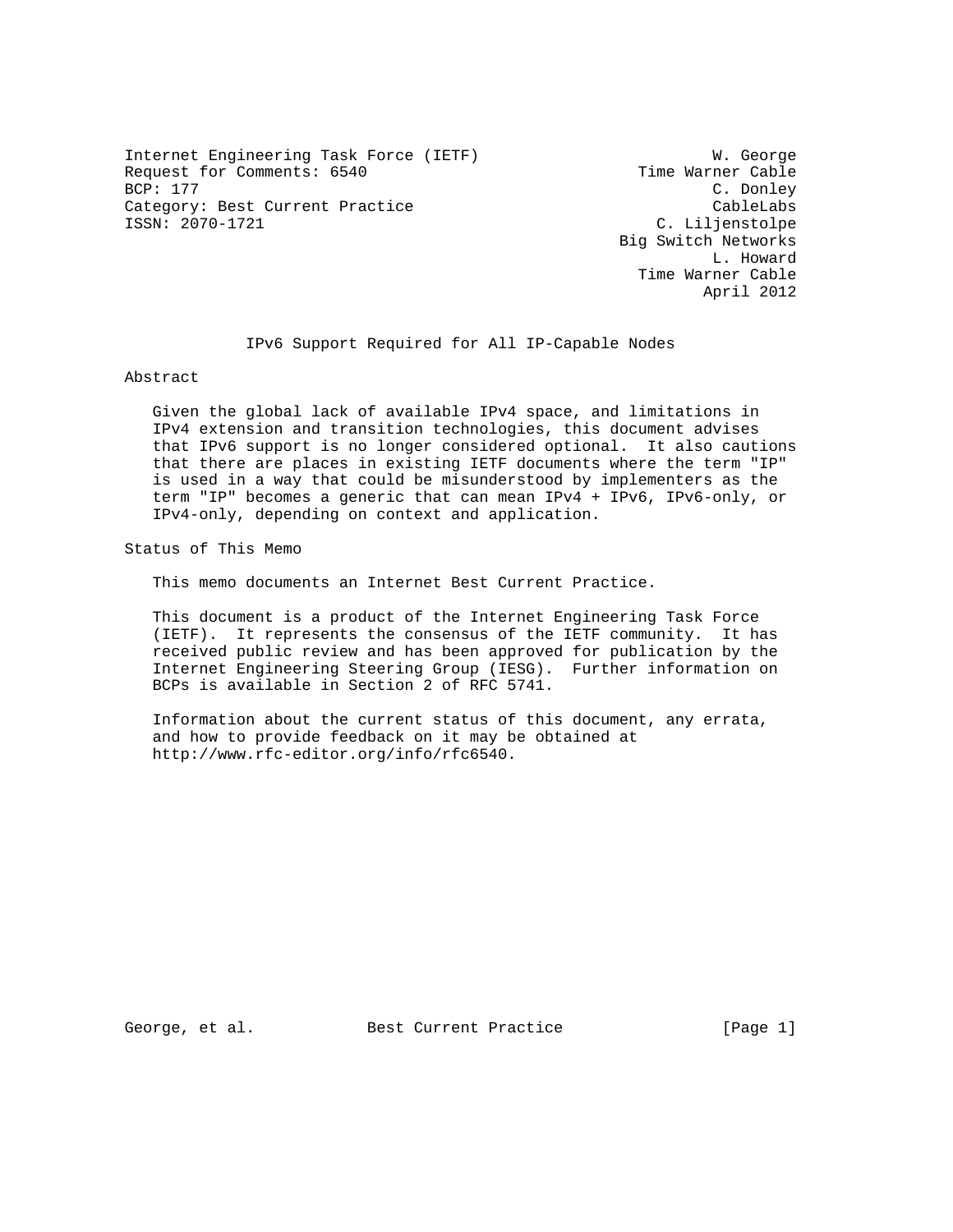Internet Engineering Task Force (IETF)  
Request for Comments: 6540  
BCP: 177  
Category: Best Current Practice  
ISSN: 2070-1721

W. George  
Time Warner Cable  
C. Donley  
CableLabs  
C. Liljenstolpe  
Big Switch Networks  
L. Howard  
Time Warner Cable  
April 2012

# IPv6 Support Required for All IP-Capable Nodes

## Abstract

Given the global lack of available IPv4 space, and limitations in IPv4 extension and transition technologies, this document advises that IPv6 support is no longer considered optional. It also cautions that there are places in existing IETF documents where the term "IP" is used in a way that could be misunderstood by implementers as the term "IP" becomes a generic that can mean IPv4 + IPv6, IPv6-only, or IPv4-only, depending on context and application.

## Status of This Memo

This memo documents an Internet Best Current Practice.

This document is a product of the Internet Engineering Task Force (IETF). It represents the consensus of the IETF community. It has received public review and has been approved for publication by the Internet Engineering Steering Group (IESG). Further information on BCPs is available in Section 2 of RFC 5741.

Information about the current status of this document, any errata, and how to provide feedback on it may be obtained at http://www.rfc-editor.org/info/rfc6540.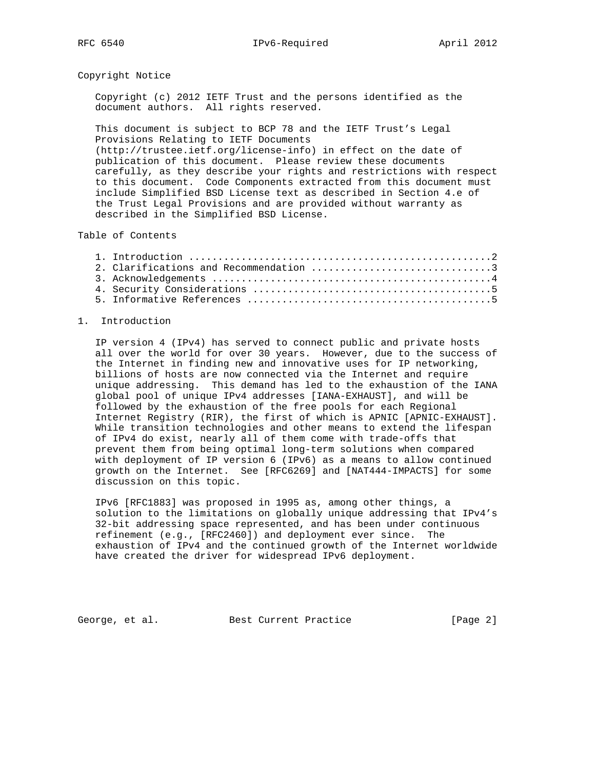## Copyright Notice

Copyright (c) 2012 IETF Trust and the persons identified as the document authors. All rights reserved.

This document is subject to BCP 78 and the IETF Trust's Legal Provisions Relating to IETF Documents (http://trustee.ietf.org/license-info) in effect on the date of publication of this document. Please review these documents carefully, as they describe your rights and restrictions with respect to this document. Code Components extracted from this document must include Simplified BSD License text as described in Section 4.e of the Trust Legal Provisions and are provided without warranty as described in the Simplified BSD License.

## Table of Contents

1. Introduction ....................................................2
2. Clarifications and Recommendation ...............................3
3. Acknowledgements ................................................4
4. Security Considerations .........................................5
5. Informative References ..........................................5

## 1. Introduction

IP version 4 (IPv4) has served to connect public and private hosts all over the world for over 30 years. However, due to the success of the Internet in finding new and innovative uses for IP networking, billions of hosts are now connected via the Internet and require unique addressing. This demand has led to the exhaustion of the IANA global pool of unique IPv4 addresses [IANA-EXHAUST], and will be followed by the exhaustion of the free pools for each Regional Internet Registry (RIR), the first of which is APNIC [APNIC-EXHAUST]. While transition technologies and other means to extend the lifespan of IPv4 do exist, nearly all of them come with trade-offs that prevent them from being optimal long-term solutions when compared with deployment of IP version 6 (IPv6) as a means to allow continued growth on the Internet. See [RFC6269] and [NAT444-IMPACTS] for some discussion on this topic.

IPv6 [RFC1883] was proposed in 1995 as, among other things, a solution to the limitations on globally unique addressing that IPv4's 32-bit addressing space represented, and has been under continuous refinement (e.g., [RFC2460]) and deployment ever since. The exhaustion of IPv4 and the continued growth of the Internet worldwide have created the driver for widespread IPv6 deployment.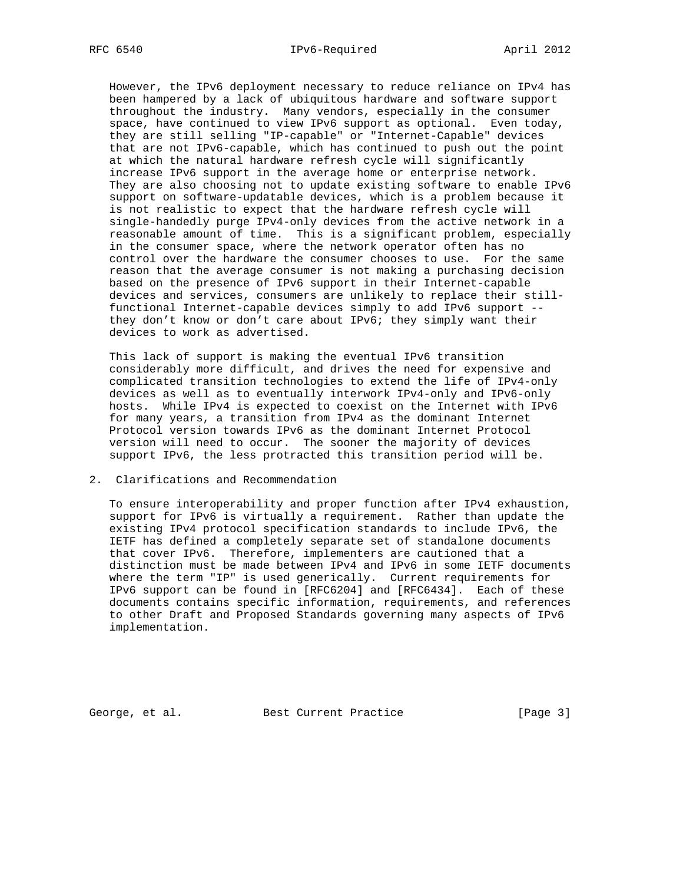However, the IPv6 deployment necessary to reduce reliance on IPv4 has been hampered by a lack of ubiquitous hardware and software support throughout the industry. Many vendors, especially in the consumer space, have continued to view IPv6 support as optional. Even today, they are still selling "IP-capable" or "Internet-Capable" devices that are not IPv6-capable, which has continued to push out the point at which the natural hardware refresh cycle will significantly increase IPv6 support in the average home or enterprise network. They are also choosing not to update existing software to enable IPv6 support on software-updatable devices, which is a problem because it is not realistic to expect that the hardware refresh cycle will single-handedly purge IPv4-only devices from the active network in a reasonable amount of time. This is a significant problem, especially in the consumer space, where the network operator often has no control over the hardware the consumer chooses to use. For the same reason that the average consumer is not making a purchasing decision based on the presence of IPv6 support in their Internet-capable devices and services, consumers are unlikely to replace their still-functional Internet-capable devices simply to add IPv6 support -- they don't know or don't care about IPv6; they simply want their devices to work as advertised.

This lack of support is making the eventual IPv6 transition considerably more difficult, and drives the need for expensive and complicated transition technologies to extend the life of IPv4-only devices as well as to eventually interwork IPv4-only and IPv6-only hosts. While IPv4 is expected to coexist on the Internet with IPv6 for many years, a transition from IPv4 as the dominant Internet Protocol version towards IPv6 as the dominant Internet Protocol version will need to occur. The sooner the majority of devices support IPv6, the less protracted this transition period will be.

## 2. Clarifications and Recommendation

To ensure interoperability and proper function after IPv4 exhaustion, support for IPv6 is virtually a requirement. Rather than update the existing IPv4 protocol specification standards to include IPv6, the IETF has defined a completely separate set of standalone documents that cover IPv6. Therefore, implementers are cautioned that a distinction must be made between IPv4 and IPv6 in some IETF documents where the term "IP" is used generically. Current requirements for IPv6 support can be found in [RFC6204] and [RFC6434]. Each of these documents contains specific information, requirements, and references to other Draft and Proposed Standards governing many aspects of IPv6 implementation.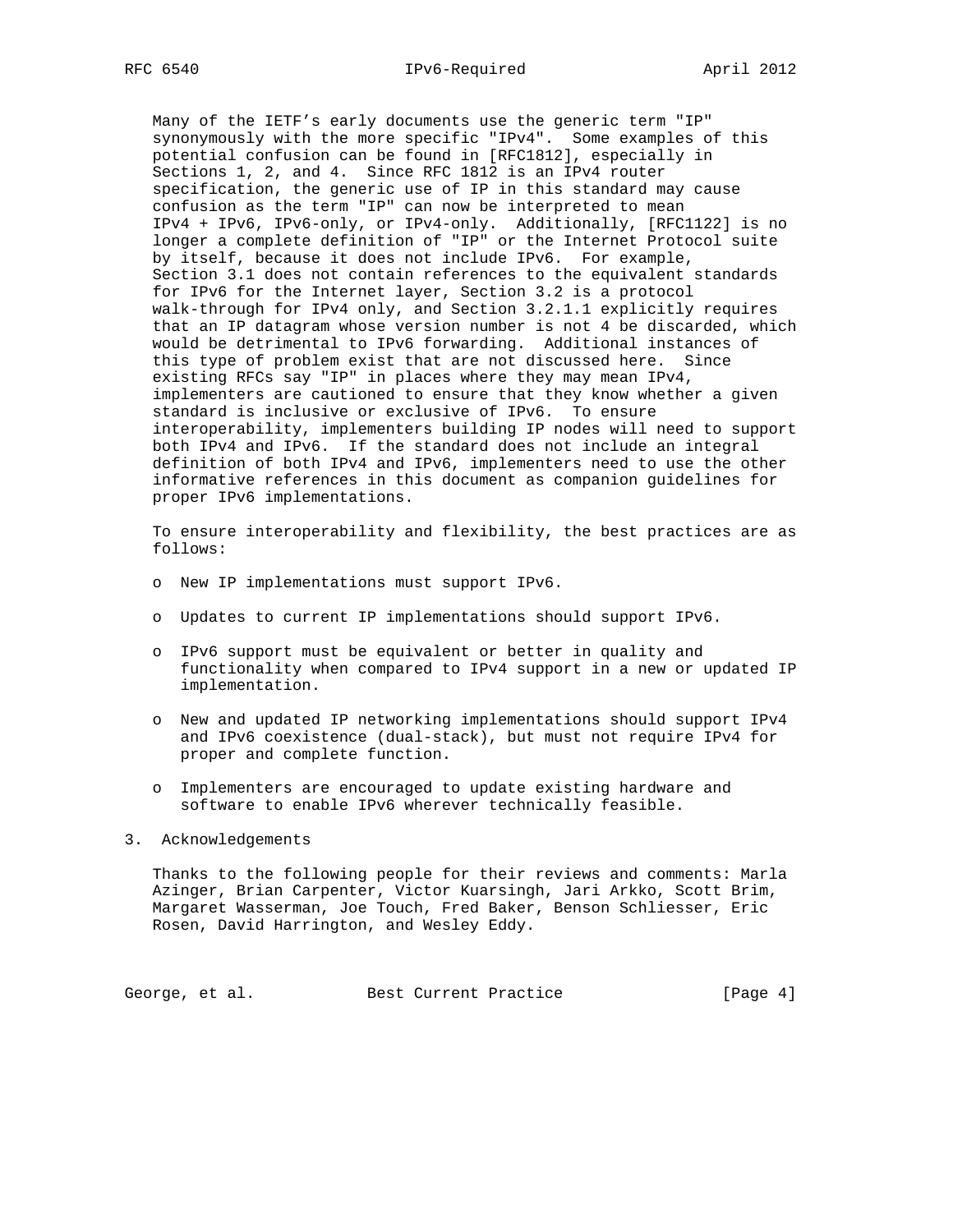Many of the IETF's early documents use the generic term "IP" synonymously with the more specific "IPv4". Some examples of this potential confusion can be found in [RFC1812], especially in Sections 1, 2, and 4. Since RFC 1812 is an IPv4 router specification, the generic use of IP in this standard may cause confusion as the term "IP" can now be interpreted to mean IPv4 + IPv6, IPv6-only, or IPv4-only. Additionally, [RFC1122] is no longer a complete definition of "IP" or the Internet Protocol suite by itself, because it does not include IPv6. For example, Section 3.1 does not contain references to the equivalent standards for IPv6 for the Internet layer, Section 3.2 is a protocol walk-through for IPv4 only, and Section 3.2.1.1 explicitly requires that an IP datagram whose version number is not 4 be discarded, which would be detrimental to IPv6 forwarding. Additional instances of this type of problem exist that are not discussed here. Since existing RFCs say "IP" in places where they may mean IPv4, implementers are cautioned to ensure that they know whether a given standard is inclusive or exclusive of IPv6. To ensure interoperability, implementers building IP nodes will need to support both IPv4 and IPv6. If the standard does not include an integral definition of both IPv4 and IPv6, implementers need to use the other informative references in this document as companion guidelines for proper IPv6 implementations.

To ensure interoperability and flexibility, the best practices are as follows:

- New IP implementations must support IPv6.
- Updates to current IP implementations should support IPv6.
- IPv6 support must be equivalent or better in quality and functionality when compared to IPv4 support in a new or updated IP implementation.
- New and updated IP networking implementations should support IPv4 and IPv6 coexistence (dual-stack), but must not require IPv4 for proper and complete function.
- Implementers are encouraged to update existing hardware and software to enable IPv6 wherever technically feasible.

## 3. Acknowledgements

Thanks to the following people for their reviews and comments: Marla Azinger, Brian Carpenter, Victor Kuarsingh, Jari Arkko, Scott Brim, Margaret Wasserman, Joe Touch, Fred Baker, Benson Schliesser, Eric Rosen, David Harrington, and Wesley Eddy.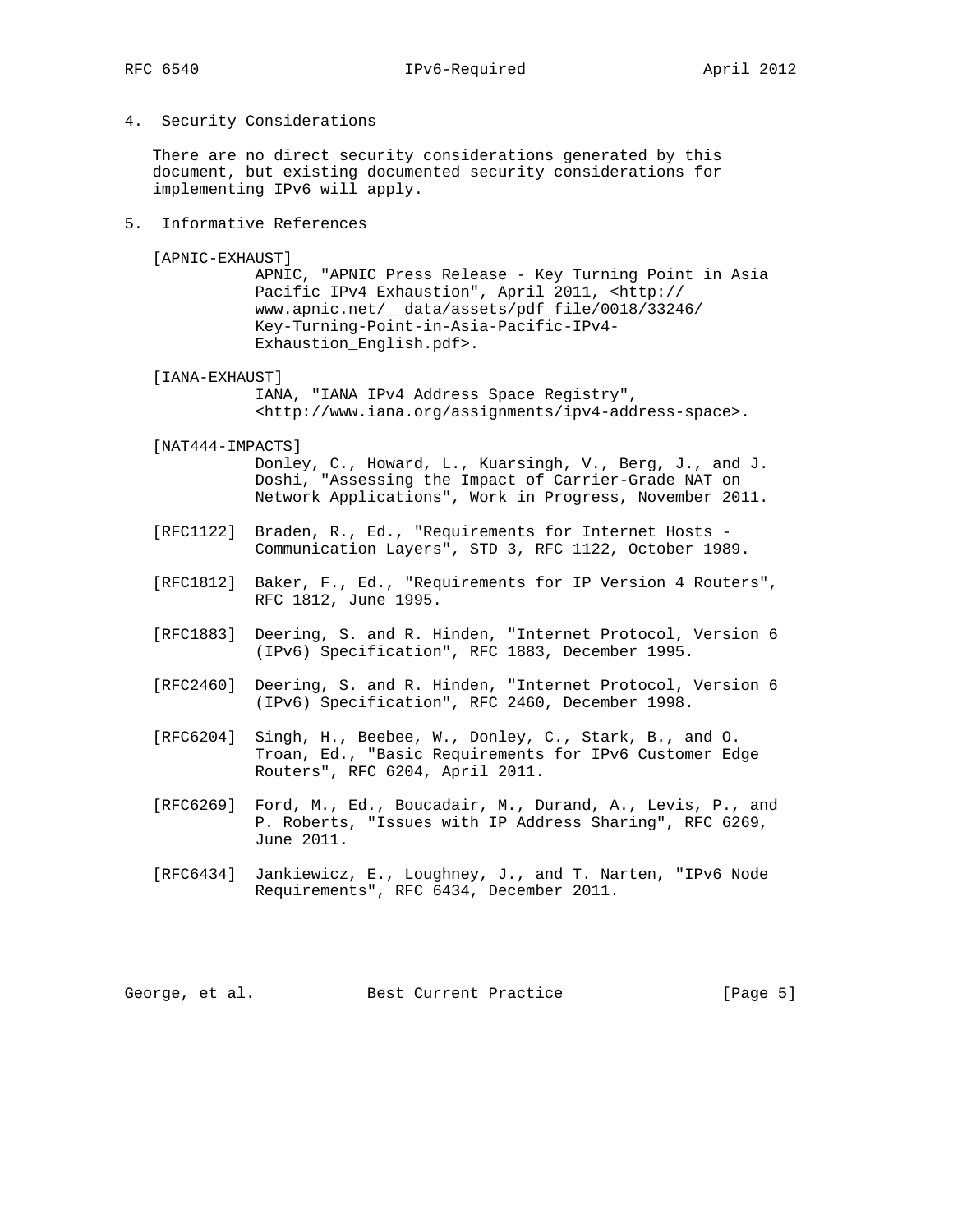## 4. Security Considerations

There are no direct security considerations generated by this document, but existing documented security considerations for implementing IPv6 will apply.

## 5. Informative References

[APNIC-EXHAUST]
APNIC, "APNIC Press Release - Key Turning Point in Asia Pacific IPv4 Exhaustion", April 2011, <http://www.apnic.net/__data/assets/pdf_file/0018/33246/Key-Turning-Point-in-Asia-Pacific-IPv4-Exhaustion_English.pdf>.

[IANA-EXHAUST]
IANA, "IANA IPv4 Address Space Registry", <http://www.iana.org/assignments/ipv4-address-space>.

[NAT444-IMPACTS]
Donley, C., Howard, L., Kuarsingh, V., Berg, J., and J. Doshi, "Assessing the Impact of Carrier-Grade NAT on Network Applications", Work in Progress, November 2011.

[RFC1122] Braden, R., Ed., "Requirements for Internet Hosts - Communication Layers", STD 3, RFC 1122, October 1989.

[RFC1812] Baker, F., Ed., "Requirements for IP Version 4 Routers", RFC 1812, June 1995.

[RFC1883] Deering, S. and R. Hinden, "Internet Protocol, Version 6 (IPv6) Specification", RFC 1883, December 1995.

[RFC2460] Deering, S. and R. Hinden, "Internet Protocol, Version 6 (IPv6) Specification", RFC 2460, December 1998.

[RFC6204] Singh, H., Beebee, W., Donley, C., Stark, B., and O. Troan, Ed., "Basic Requirements for IPv6 Customer Edge Routers", RFC 6204, April 2011.

[RFC6269] Ford, M., Ed., Boucadair, M., Durand, A., Levis, P., and P. Roberts, "Issues with IP Address Sharing", RFC 6269, June 2011.

[RFC6434] Jankiewicz, E., Loughney, J., and T. Narten, "IPv6 Node Requirements", RFC 6434, December 2011.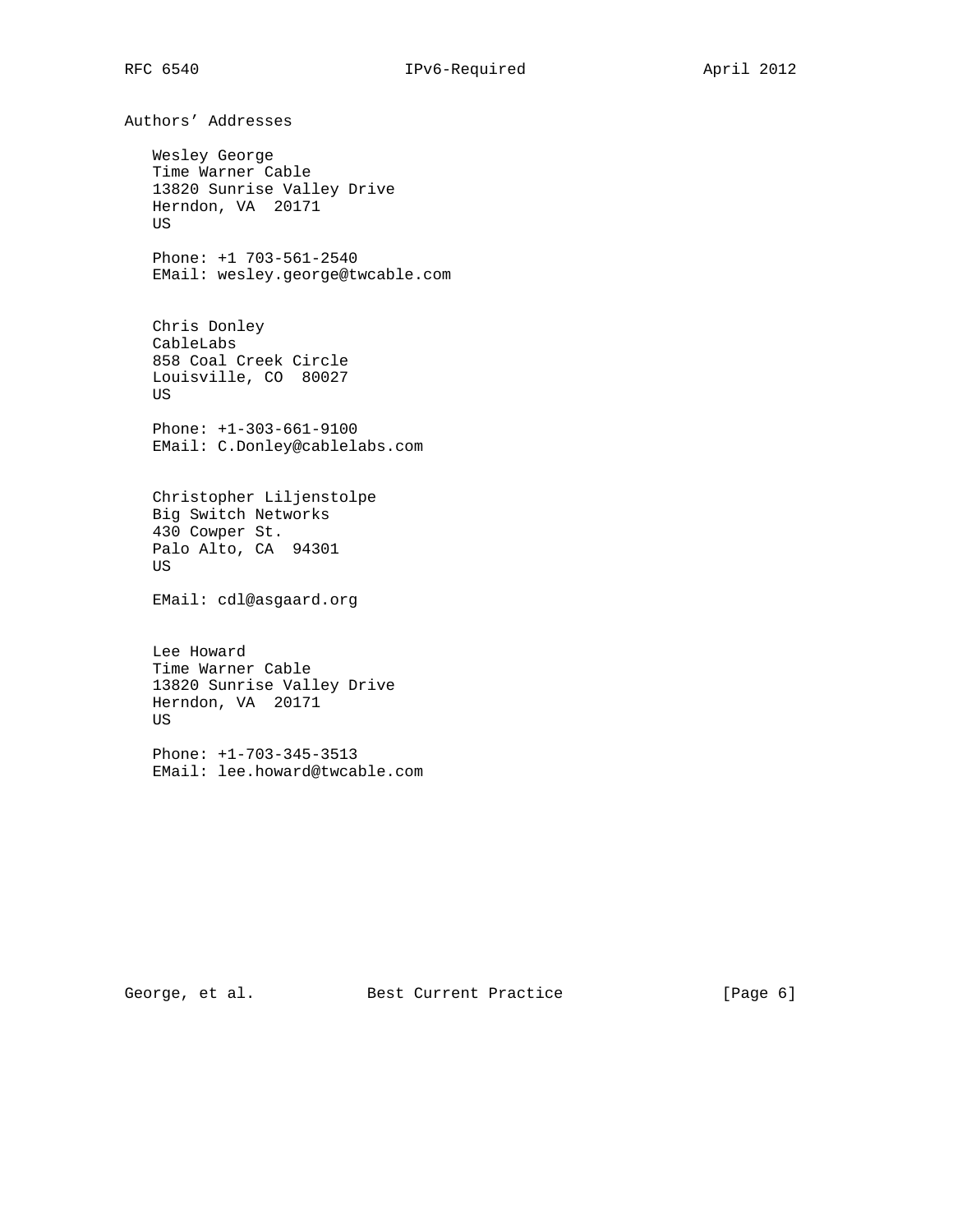## Authors' Addresses

Wesley George
Time Warner Cable
13820 Sunrise Valley Drive
Herndon, VA 20171
US

Phone: +1 703-561-2540
EMail: wesley.george@twcable.com

Chris Donley
CableLabs
858 Coal Creek Circle
Louisville, CO 80027
US

Phone: +1-303-661-9100
EMail: C.Donley@cablelabs.com

Christopher Liljenstolpe
Big Switch Networks
430 Cowper St.
Palo Alto, CA 94301
US

EMail: cdl@asgaard.org

Lee Howard
Time Warner Cable
13820 Sunrise Valley Drive
Herndon, VA 20171
US

Phone: +1-703-345-3513
EMail: lee.howard@twcable.com